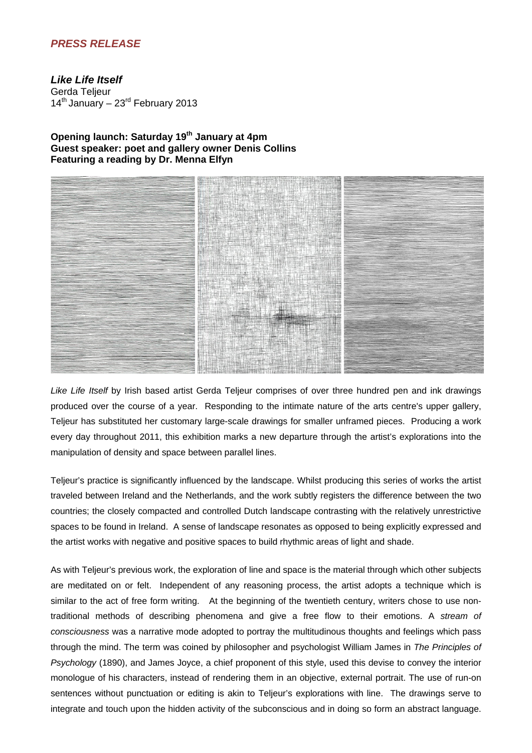## *PRESS RELEASE*

### *Like Life Itself*

Gerda Teljeur
14th January – 23rd February 2013

**Opening launch: Saturday 19th January at 4pm**
**Guest speaker: poet and gallery owner Denis Collins**
**Featuring a reading by Dr. Menna Elfyn**

*Like Life Itself* by Irish based artist Gerda Teljeur comprises of over three hundred pen and ink drawings produced over the course of a year. Responding to the intimate nature of the arts centre's upper gallery, Teljeur has substituted her customary large-scale drawings for smaller unframed pieces. Producing a work every day throughout 2011, this exhibition marks a new departure through the artist's explorations into the manipulation of density and space between parallel lines.

Teljeur's practice is significantly influenced by the landscape. Whilst producing this series of works the artist traveled between Ireland and the Netherlands, and the work subtly registers the difference between the two countries; the closely compacted and controlled Dutch landscape contrasting with the relatively unrestrictive spaces to be found in Ireland. A sense of landscape resonates as opposed to being explicitly expressed and the artist works with negative and positive spaces to build rhythmic areas of light and shade.

As with Teljeur's previous work, the exploration of line and space is the material through which other subjects are meditated on or felt. Independent of any reasoning process, the artist adopts a technique which is similar to the act of free form writing. At the beginning of the twentieth century, writers chose to use non-traditional methods of describing phenomena and give a free flow to their emotions. A *stream of consciousness* was a narrative mode adopted to portray the multitudinous thoughts and feelings which pass through the mind. The term was coined by philosopher and psychologist William James in *The Principles of Psychology* (1890), and James Joyce, a chief proponent of this style, used this devise to convey the interior monologue of his characters, instead of rendering them in an objective, external portrait. The use of run-on sentences without punctuation or editing is akin to Teljeur's explorations with line. The drawings serve to integrate and touch upon the hidden activity of the subconscious and in doing so form an abstract language.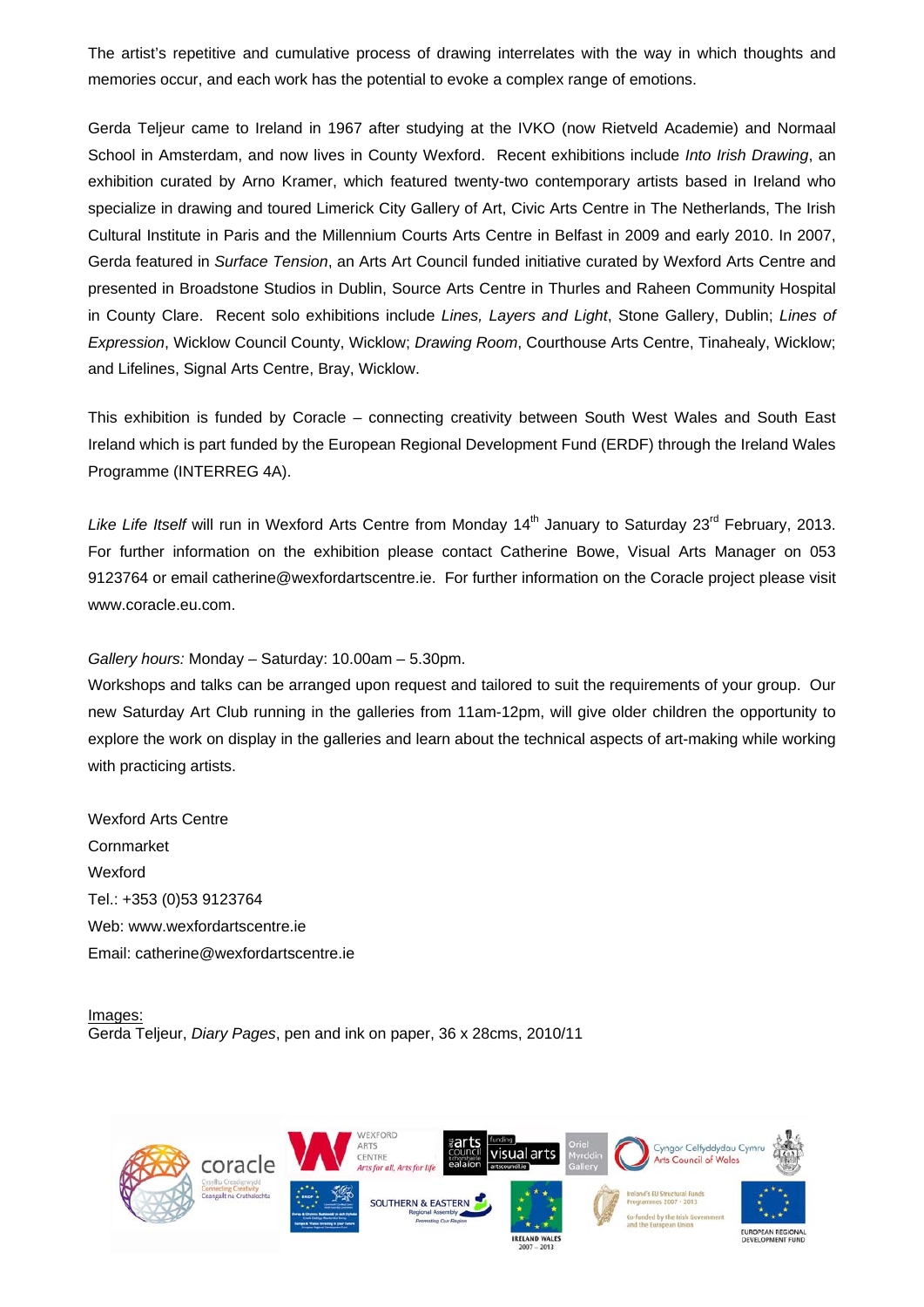The artist's repetitive and cumulative process of drawing interrelates with the way in which thoughts and memories occur, and each work has the potential to evoke a complex range of emotions.

Gerda Teljeur came to Ireland in 1967 after studying at the IVKO (now Rietveld Academie) and Normaal School in Amsterdam, and now lives in County Wexford. Recent exhibitions include *Into Irish Drawing*, an exhibition curated by Arno Kramer, which featured twenty-two contemporary artists based in Ireland who specialize in drawing and toured Limerick City Gallery of Art, Civic Arts Centre in The Netherlands, The Irish Cultural Institute in Paris and the Millennium Courts Arts Centre in Belfast in 2009 and early 2010. In 2007, Gerda featured in *Surface Tension*, an Arts Art Council funded initiative curated by Wexford Arts Centre and presented in Broadstone Studios in Dublin, Source Arts Centre in Thurles and Raheen Community Hospital in County Clare. Recent solo exhibitions include *Lines, Layers and Light*, Stone Gallery, Dublin; *Lines of Expression*, Wicklow Council County, Wicklow; *Drawing Room*, Courthouse Arts Centre, Tinahealy, Wicklow; and Lifelines, Signal Arts Centre, Bray, Wicklow.

This exhibition is funded by Coracle – connecting creativity between South West Wales and South East Ireland which is part funded by the European Regional Development Fund (ERDF) through the Ireland Wales Programme (INTERREG 4A).

*Like Life Itself* will run in Wexford Arts Centre from Monday 14th January to Saturday 23rd February, 2013. For further information on the exhibition please contact Catherine Bowe, Visual Arts Manager on 053 9123764 or email catherine@wexfordartscentre.ie. For further information on the Coracle project please visit www.coracle.eu.com.

*Gallery hours:* Monday – Saturday: 10.00am – 5.30pm.
Workshops and talks can be arranged upon request and tailored to suit the requirements of your group. Our new Saturday Art Club running in the galleries from 11am-12pm, will give older children the opportunity to explore the work on display in the galleries and learn about the technical aspects of art-making while working with practicing artists.

Wexford Arts Centre
Cornmarket
Wexford
Tel.: +353 (0)53 9123764
Web: www.wexfordartscentre.ie
Email: catherine@wexfordartscentre.ie

Images:
Gerda Teljeur, *Diary Pages*, pen and ink on paper, 36 x 28cms, 2010/11